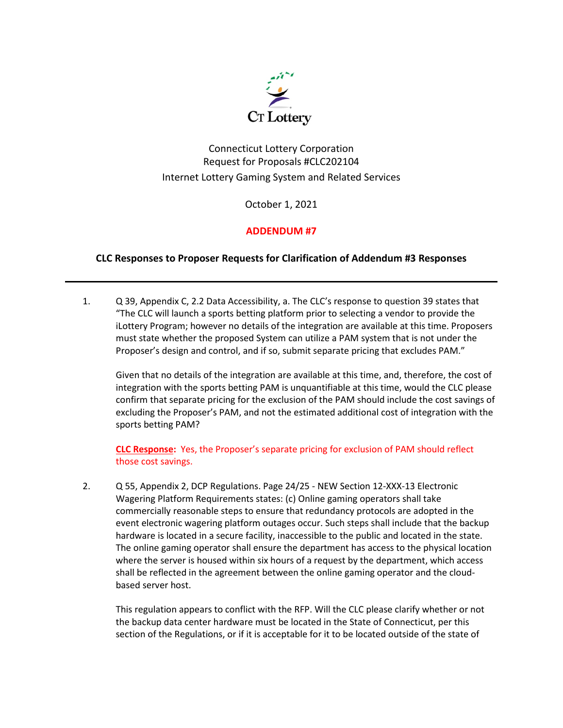CT Lottery

Connecticut Lottery Corporation
Request for Proposals #CLC202104
Internet Lottery Gaming System and Related Services

October 1, 2021

**ADDENDUM #7**

**CLC Responses to Proposer Requests for Clarification of Addendum #3 Responses**

---

1. Q 39, Appendix C, 2.2 Data Accessibility, a. The CLC's response to question 39 states that "The CLC will launch a sports betting platform prior to selecting a vendor to provide the iLottery Program; however no details of the integration are available at this time. Proposers must state whether the proposed System can utilize a PAM system that is not under the Proposer's design and control, and if so, submit separate pricing that excludes PAM."

   Given that no details of the integration are available at this time, and, therefore, the cost of integration with the sports betting PAM is unquantifiable at this time, would the CLC please confirm that separate pricing for the exclusion of the PAM should include the cost savings of excluding the Proposer's PAM, and not the estimated additional cost of integration with the sports betting PAM?

   **CLC Response:** Yes, the Proposer's separate pricing for exclusion of PAM should reflect those cost savings.

2. Q 55, Appendix 2, DCP Regulations. Page 24/25 - NEW Section 12-XXX-13 Electronic Wagering Platform Requirements states: (c) Online gaming operators shall take commercially reasonable steps to ensure that redundancy protocols are adopted in the event electronic wagering platform outages occur. Such steps shall include that the backup hardware is located in a secure facility, inaccessible to the public and located in the state. The online gaming operator shall ensure the department has access to the physical location where the server is housed within six hours of a request by the department, which access shall be reflected in the agreement between the online gaming operator and the cloud-based server host.

   This regulation appears to conflict with the RFP. Will the CLC please clarify whether or not the backup data center hardware must be located in the State of Connecticut, per this section of the Regulations, or if it is acceptable for it to be located outside of the state of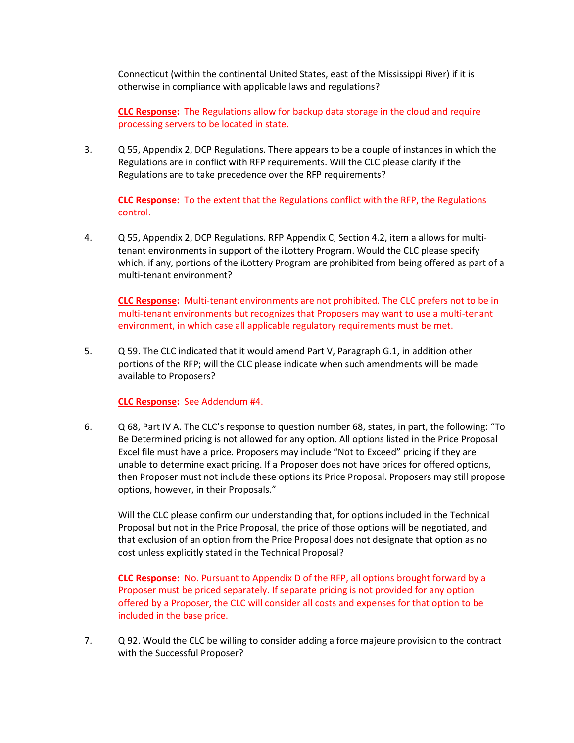Connecticut (within the continental United States, east of the Mississippi River) if it is otherwise in compliance with applicable laws and regulations?

**CLC Response:** The Regulations allow for backup data storage in the cloud and require processing servers to be located in state.

3. Q 55, Appendix 2, DCP Regulations. There appears to be a couple of instances in which the Regulations are in conflict with RFP requirements. Will the CLC please clarify if the Regulations are to take precedence over the RFP requirements?

   **CLC Response:** To the extent that the Regulations conflict with the RFP, the Regulations control.

4. Q 55, Appendix 2, DCP Regulations. RFP Appendix C, Section 4.2, item a allows for multi-tenant environments in support of the iLottery Program. Would the CLC please specify which, if any, portions of the iLottery Program are prohibited from being offered as part of a multi-tenant environment?

   **CLC Response:** Multi-tenant environments are not prohibited. The CLC prefers not to be in multi-tenant environments but recognizes that Proposers may want to use a multi-tenant environment, in which case all applicable regulatory requirements must be met.

5. Q 59. The CLC indicated that it would amend Part V, Paragraph G.1, in addition other portions of the RFP; will the CLC please indicate when such amendments will be made available to Proposers?

   **CLC Response:** See Addendum #4.

6. Q 68, Part IV A. The CLC's response to question number 68, states, in part, the following: "To Be Determined pricing is not allowed for any option. All options listed in the Price Proposal Excel file must have a price. Proposers may include "Not to Exceed" pricing if they are unable to determine exact pricing. If a Proposer does not have prices for offered options, then Proposer must not include these options its Price Proposal. Proposers may still propose options, however, in their Proposals."

   Will the CLC please confirm our understanding that, for options included in the Technical Proposal but not in the Price Proposal, the price of those options will be negotiated, and that exclusion of an option from the Price Proposal does not designate that option as no cost unless explicitly stated in the Technical Proposal?

   **CLC Response:** No. Pursuant to Appendix D of the RFP, all options brought forward by a Proposer must be priced separately. If separate pricing is not provided for any option offered by a Proposer, the CLC will consider all costs and expenses for that option to be included in the base price.

7. Q 92. Would the CLC be willing to consider adding a force majeure provision to the contract with the Successful Proposer?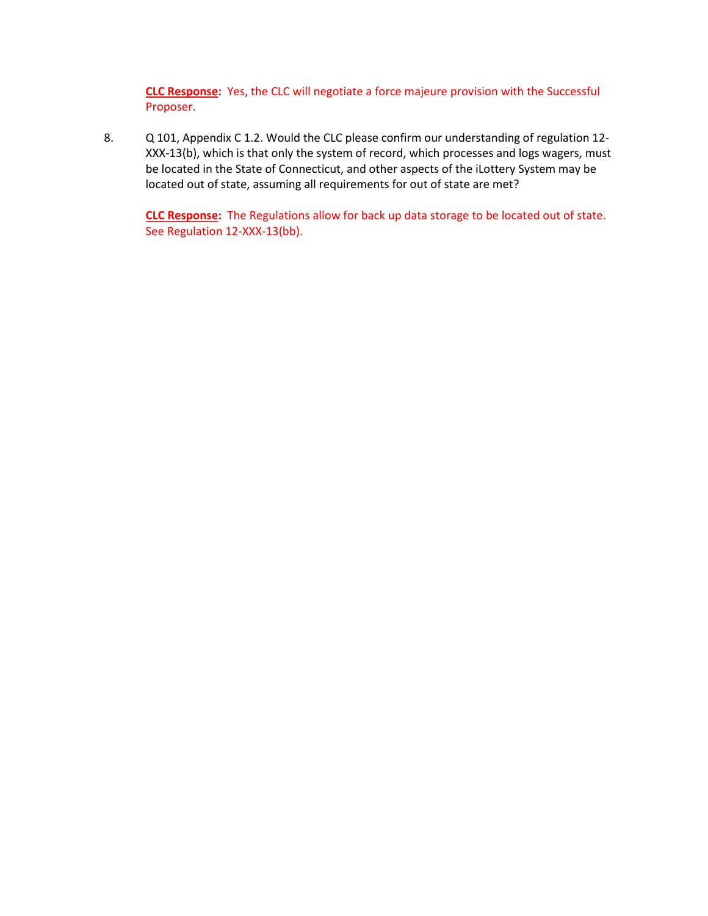**CLC Response:** Yes, the CLC will negotiate a force majeure provision with the Successful Proposer.

8. Q 101, Appendix C 1.2. Would the CLC please confirm our understanding of regulation 12-XXX-13(b), which is that only the system of record, which processes and logs wagers, must be located in the State of Connecticut, and other aspects of the iLottery System may be located out of state, assuming all requirements for out of state are met?

   **CLC Response:** The Regulations allow for back up data storage to be located out of state. See Regulation 12-XXX-13(bb).